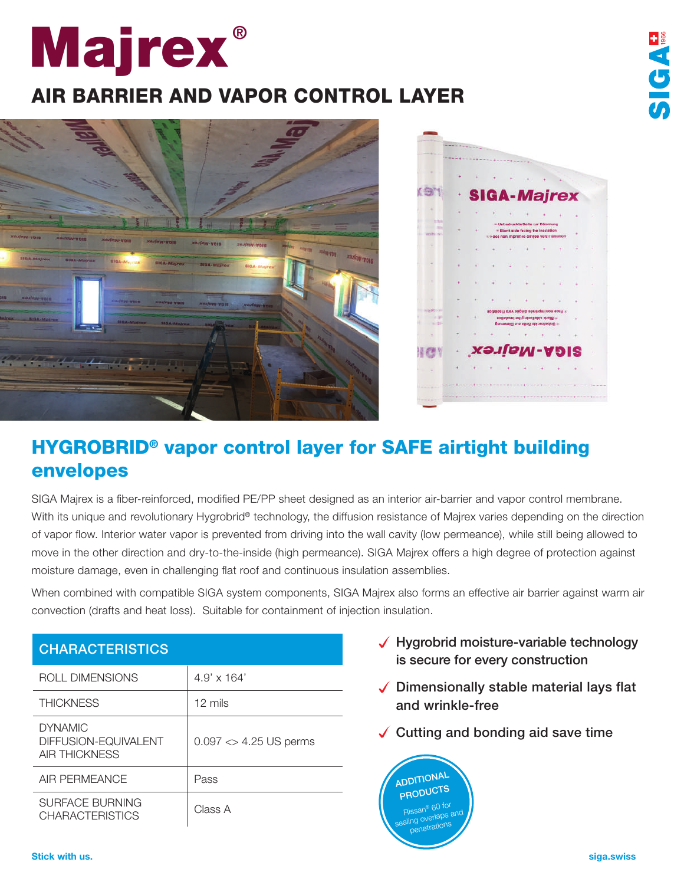# Majrex®

## AIR BARRIER AND VAPOR CONTROL LAYER

## HYGROBRID® vapor control layer for SAFE airtight building envelopes

SIGA Majrex is a fiber-reinforced, modified PE/PP sheet designed as an interior air-barrier and vapor control membrane. With its unique and revolutionary Hygrobrid® technology, the diffusion resistance of Majrex varies depending on the direction of vapor flow. Interior water vapor is prevented from driving into the wall cavity (low permeance), while still being allowed to move in the other direction and dry-to-the-inside (high permeance). SIGA Majrex offers a high degree of protection against moisture damage, even in challenging flat roof and continuous insulation assemblies.

When combined with compatible SIGA system components, SIGA Majrex also forms an effective air barrier against warm air convection (drafts and heat loss). Suitable for containment of injection insulation.

| CHARACTERISTICS | |
|---|---|
| ROLL DIMENSIONS | 4.9' x 164' |
| THICKNESS | 12 mils |
| DYNAMIC DIFFUSION-EQUIVALENT AIR THICKNESS | 0.097 <> 4.25 US perms |
| AIR PERMEANCE | Pass |
| SURFACE BURNING CHARACTERISTICS | Class A |

- ✓ Hygrobrid moisture-variable technology is secure for every construction
- ✓ Dimensionally stable material lays flat and wrinkle-free
- ✓ Cutting and bonding aid save time

**ADDITIONAL PRODUCTS**
Rissan® 60 for sealing overlaps and penetrations

Stick with us.

siga.swiss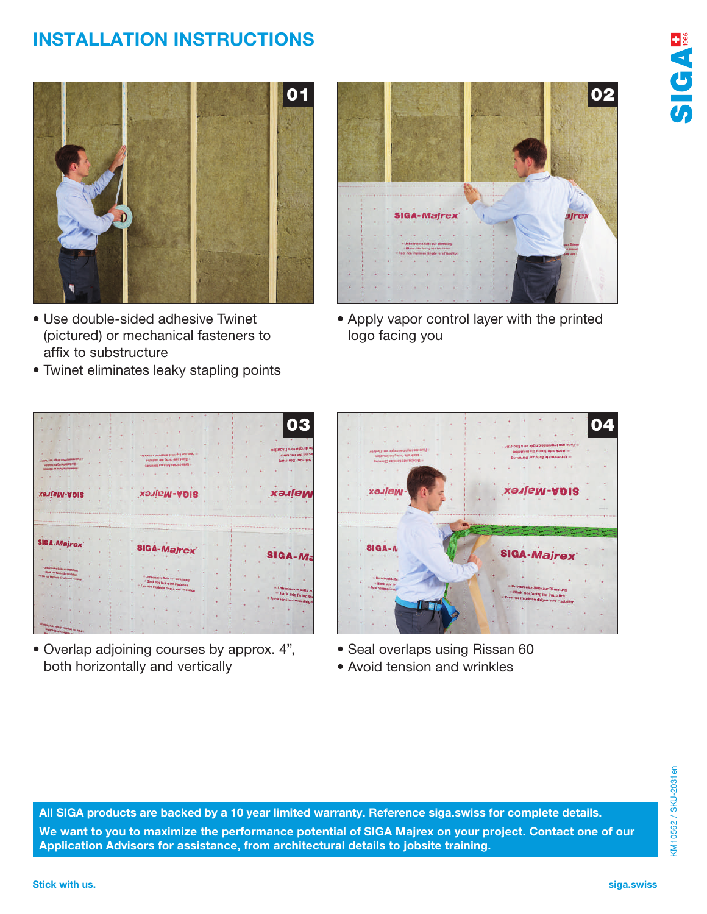# INSTALLATION INSTRUCTIONS

01

- Use double-sided adhesive Twinet (pictured) or mechanical fasteners to affix to substructure
- Twinet eliminates leaky stapling points

02

- Apply vapor control layer with the printed logo facing you

03

- Overlap adjoining courses by approx. 4", both horizontally and vertically

04

- Seal overlaps using Rissan 60
- Avoid tension and wrinkles

**All SIGA products are backed by a 10 year limited warranty. Reference siga.swiss for complete details.**

**We want to you to maximize the performance potential of SIGA Majrex on your project. Contact one of our Application Advisors for assistance, from architectural details to jobsite training.**

KM10562 / SKU-2031en

Stick with us.

siga.swiss